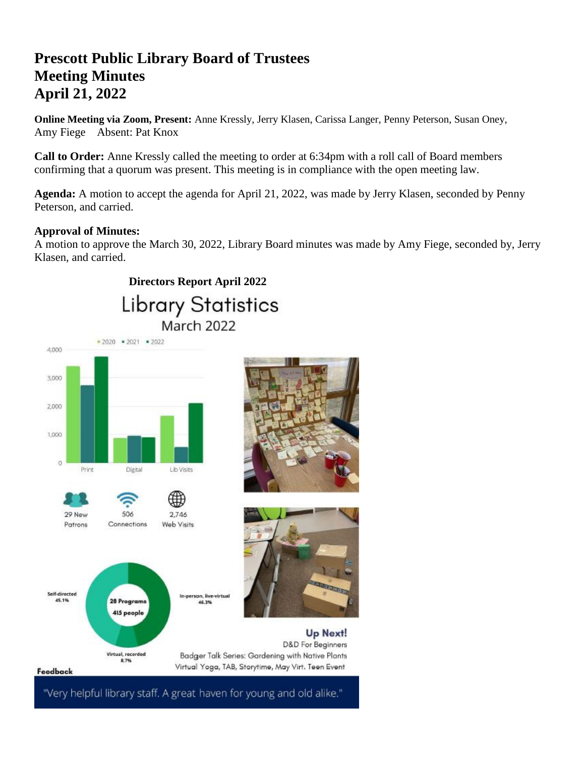# Prescott Public Library Board of Trustees
# Meeting Minutes
# April 21, 2022

**Online Meeting via Zoom, Present:** Anne Kressly, Jerry Klasen, Carissa Langer, Penny Peterson, Susan Oney, Amy Fiege  Absent: Pat Knox

**Call to Order:** Anne Kressly called the meeting to order at 6:34pm with a roll call of Board members confirming that a quorum was present. This meeting is in compliance with the open meeting law.

**Agenda:** A motion to accept the agenda for April 21, 2022, was made by Jerry Klasen, seconded by Penny Peterson, and carried.

**Approval of Minutes:**
A motion to approve the March 30, 2022, Library Board minutes was made by Amy Fiege, seconded by, Jerry Klasen, and carried.

**Directors Report April 2022**

Library Statistics
March 2022

2020 · 2021 · 2022

Print, Digital, Lib Visits

29 New Patrons

506 Connections

2,746 Web Visits

28 Programs
415 people

Self-directed 45.1%

In-person, live-virtual 46.3%

Virtual, recorded 8.7%

Up Next!
D&D For Beginners
Badger Talk Series: Gardening with Native Plants
Virtual Yoga, TAB, Storytime, May Virt. Teen Event

Feedback

"Very helpful library staff. A great haven for young and old alike."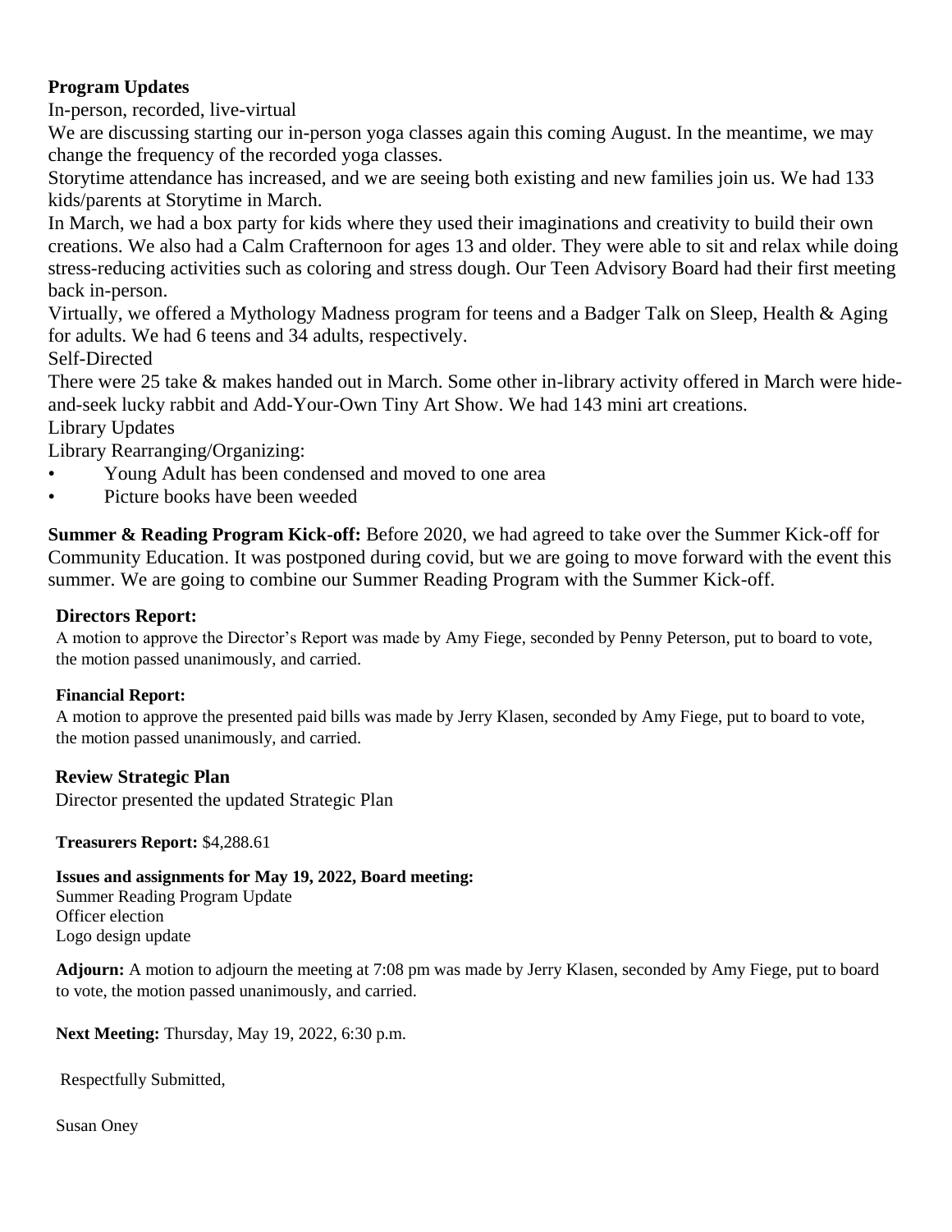**Program Updates**

In-person, recorded, live-virtual

We are discussing starting our in-person yoga classes again this coming August. In the meantime, we may change the frequency of the recorded yoga classes.

Storytime attendance has increased, and we are seeing both existing and new families join us. We had 133 kids/parents at Storytime in March.

In March, we had a box party for kids where they used their imaginations and creativity to build their own creations. We also had a Calm Crafternoon for ages 13 and older. They were able to sit and relax while doing stress-reducing activities such as coloring and stress dough. Our Teen Advisory Board had their first meeting back in-person.

Virtually, we offered a Mythology Madness program for teens and a Badger Talk on Sleep, Health & Aging for adults. We had 6 teens and 34 adults, respectively.

Self-Directed

There were 25 take & makes handed out in March. Some other in-library activity offered in March were hide-and-seek lucky rabbit and Add-Your-Own Tiny Art Show. We had 143 mini art creations.

Library Updates

Library Rearranging/Organizing:

- Young Adult has been condensed and moved to one area
- Picture books have been weeded

**Summer & Reading Program Kick-off:** Before 2020, we had agreed to take over the Summer Kick-off for Community Education. It was postponed during covid, but we are going to move forward with the event this summer. We are going to combine our Summer Reading Program with the Summer Kick-off.

**Directors Report:**

A motion to approve the Director's Report was made by Amy Fiege, seconded by Penny Peterson, put to board to vote, the motion passed unanimously, and carried.

**Financial Report:**

A motion to approve the presented paid bills was made by Jerry Klasen, seconded by Amy Fiege, put to board to vote, the motion passed unanimously, and carried.

**Review Strategic Plan**

Director presented the updated Strategic Plan

**Treasurers Report:** $4,288.61

**Issues and assignments for May 19, 2022, Board meeting:**

Summer Reading Program Update

Officer election

Logo design update

**Adjourn:** A motion to adjourn the meeting at 7:08 pm was made by Jerry Klasen, seconded by Amy Fiege, put to board to vote, the motion passed unanimously, and carried.

**Next Meeting:** Thursday, May 19, 2022, 6:30 p.m.

Respectfully Submitted,

Susan Oney